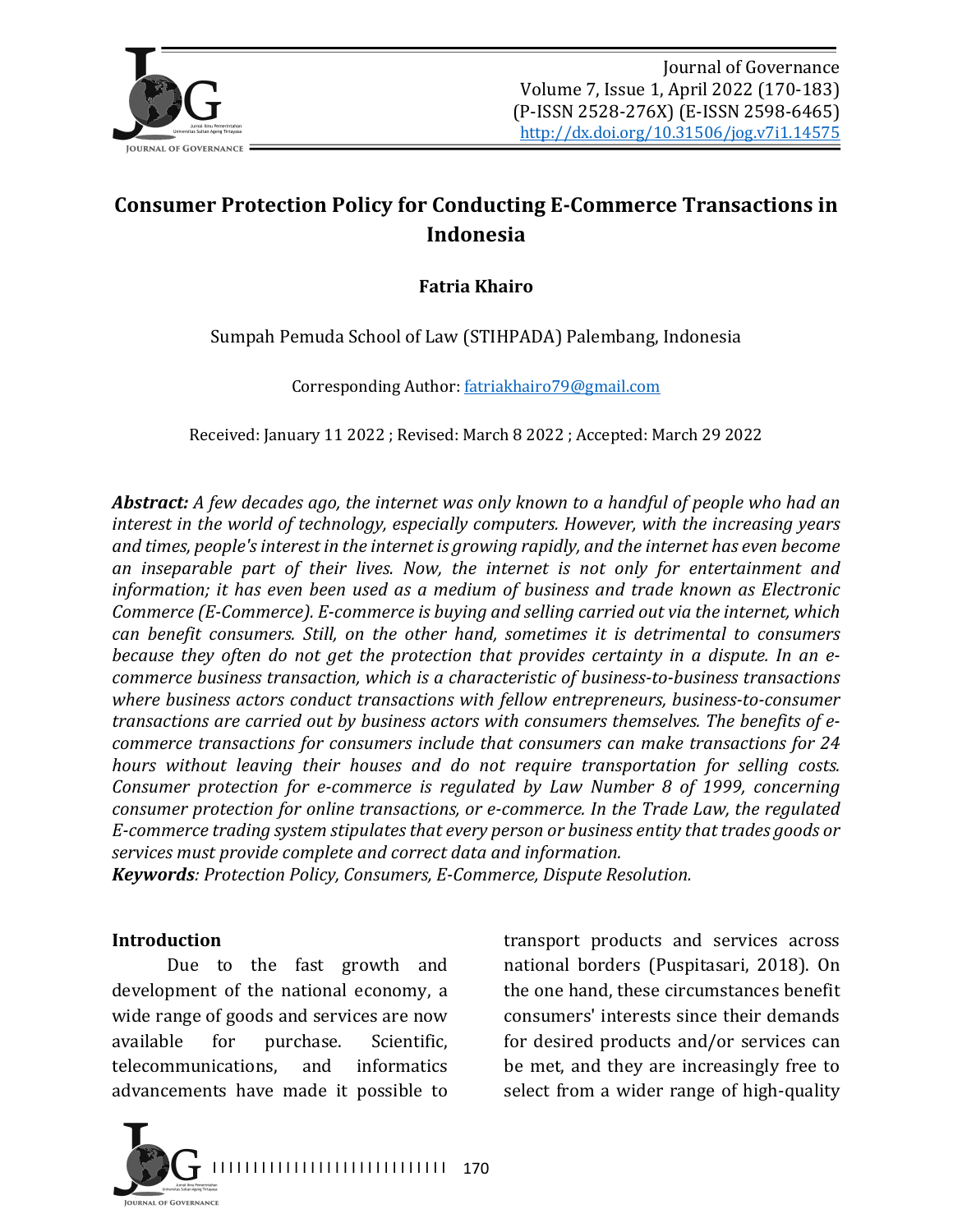# Consumer Protection Policy for Conducting E-Commerce Transactions in Indonesia

**Fatria Khairo**

Sumpah Pemuda School of Law (STIHPADA) Palembang, Indonesia

Corresponding Author: fatriakhairo79@gmail.com

Received: January 11 2022 ; Revised: March 8 2022 ; Accepted: March 29 2022

***Abstract:*** *A few decades ago, the internet was only known to a handful of people who had an interest in the world of technology, especially computers. However, with the increasing years and times, people's interest in the internet is growing rapidly, and the internet has even become an inseparable part of their lives. Now, the internet is not only for entertainment and information; it has even been used as a medium of business and trade known as Electronic Commerce (E-Commerce). E-commerce is buying and selling carried out via the internet, which can benefit consumers. Still, on the other hand, sometimes it is detrimental to consumers because they often do not get the protection that provides certainty in a dispute. In an e-commerce business transaction, which is a characteristic of business-to-business transactions where business actors conduct transactions with fellow entrepreneurs, business-to-consumer transactions are carried out by business actors with consumers themselves. The benefits of e-commerce transactions for consumers include that consumers can make transactions for 24 hours without leaving their houses and do not require transportation for selling costs. Consumer protection for e-commerce is regulated by Law Number 8 of 1999, concerning consumer protection for online transactions, or e-commerce. In the Trade Law, the regulated E-commerce trading system stipulates that every person or business entity that trades goods or services must provide complete and correct data and information.*

***Keywords****: Protection Policy, Consumers, E-Commerce, Dispute Resolution.*

## Introduction

Due to the fast growth and development of the national economy, a wide range of goods and services are now available for purchase. Scientific, telecommunications, and informatics advancements have made it possible to transport products and services across national borders (Puspitasari, 2018). On the one hand, these circumstances benefit consumers' interests since their demands for desired products and/or services can be met, and they are increasingly free to select from a wider range of high-quality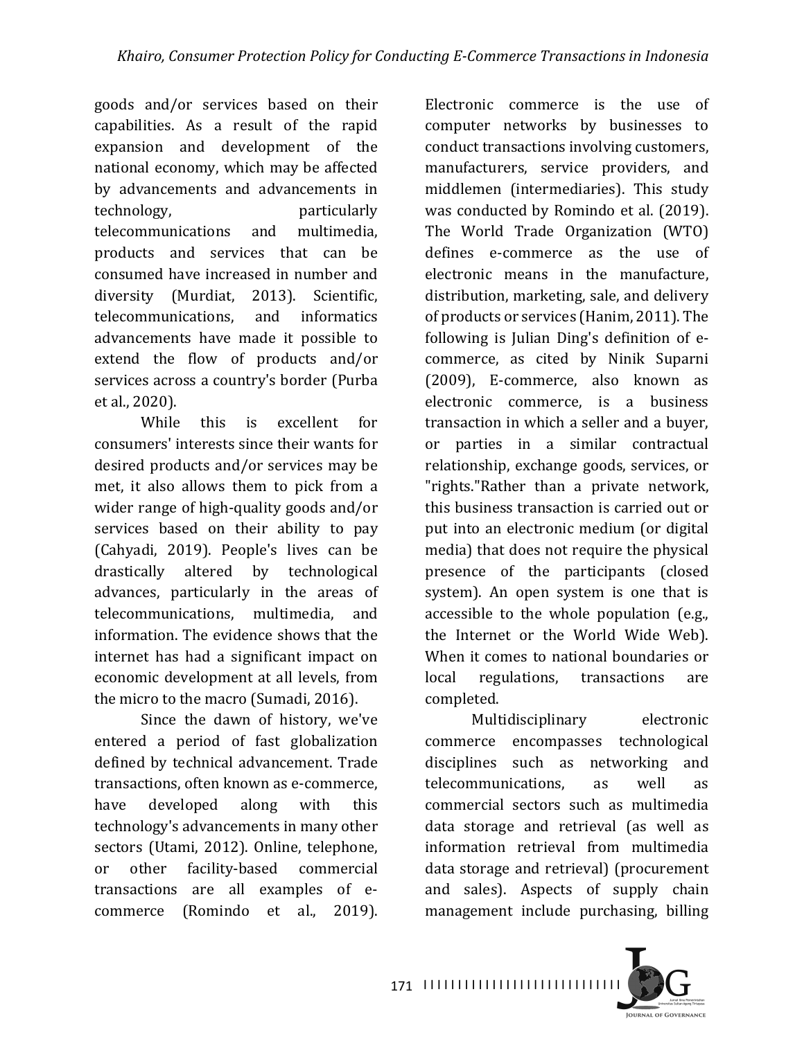goods and/or services based on their capabilities. As a result of the rapid expansion and development of the national economy, which may be affected by advancements and advancements in technology, particularly telecommunications and multimedia, products and services that can be consumed have increased in number and diversity (Murdiat, 2013). Scientific, telecommunications, and informatics advancements have made it possible to extend the flow of products and/or services across a country's border (Purba et al., 2020).

While this is excellent for consumers' interests since their wants for desired products and/or services may be met, it also allows them to pick from a wider range of high-quality goods and/or services based on their ability to pay (Cahyadi, 2019). People's lives can be drastically altered by technological advances, particularly in the areas of telecommunications, multimedia, and information. The evidence shows that the internet has had a significant impact on economic development at all levels, from the micro to the macro (Sumadi, 2016).

Since the dawn of history, we've entered a period of fast globalization defined by technical advancement. Trade transactions, often known as e-commerce, have developed along with this technology's advancements in many other sectors (Utami, 2012). Online, telephone, or other facility-based commercial transactions are all examples of e-commerce (Romindo et al., 2019). Electronic commerce is the use of computer networks by businesses to conduct transactions involving customers, manufacturers, service providers, and middlemen (intermediaries). This study was conducted by Romindo et al. (2019). The World Trade Organization (WTO) defines e-commerce as the use of electronic means in the manufacture, distribution, marketing, sale, and delivery of products or services (Hanim, 2011). The following is Julian Ding's definition of e-commerce, as cited by Ninik Suparni (2009), E-commerce, also known as electronic commerce, is a business transaction in which a seller and a buyer, or parties in a similar contractual relationship, exchange goods, services, or "rights."Rather than a private network, this business transaction is carried out or put into an electronic medium (or digital media) that does not require the physical presence of the participants (closed system). An open system is one that is accessible to the whole population (e.g., the Internet or the World Wide Web). When it comes to national boundaries or local regulations, transactions are completed.

Multidisciplinary electronic commerce encompasses technological disciplines such as networking and telecommunications, as well as commercial sectors such as multimedia data storage and retrieval (as well as information retrieval from multimedia data storage and retrieval) (procurement and sales). Aspects of supply chain management include purchasing, billing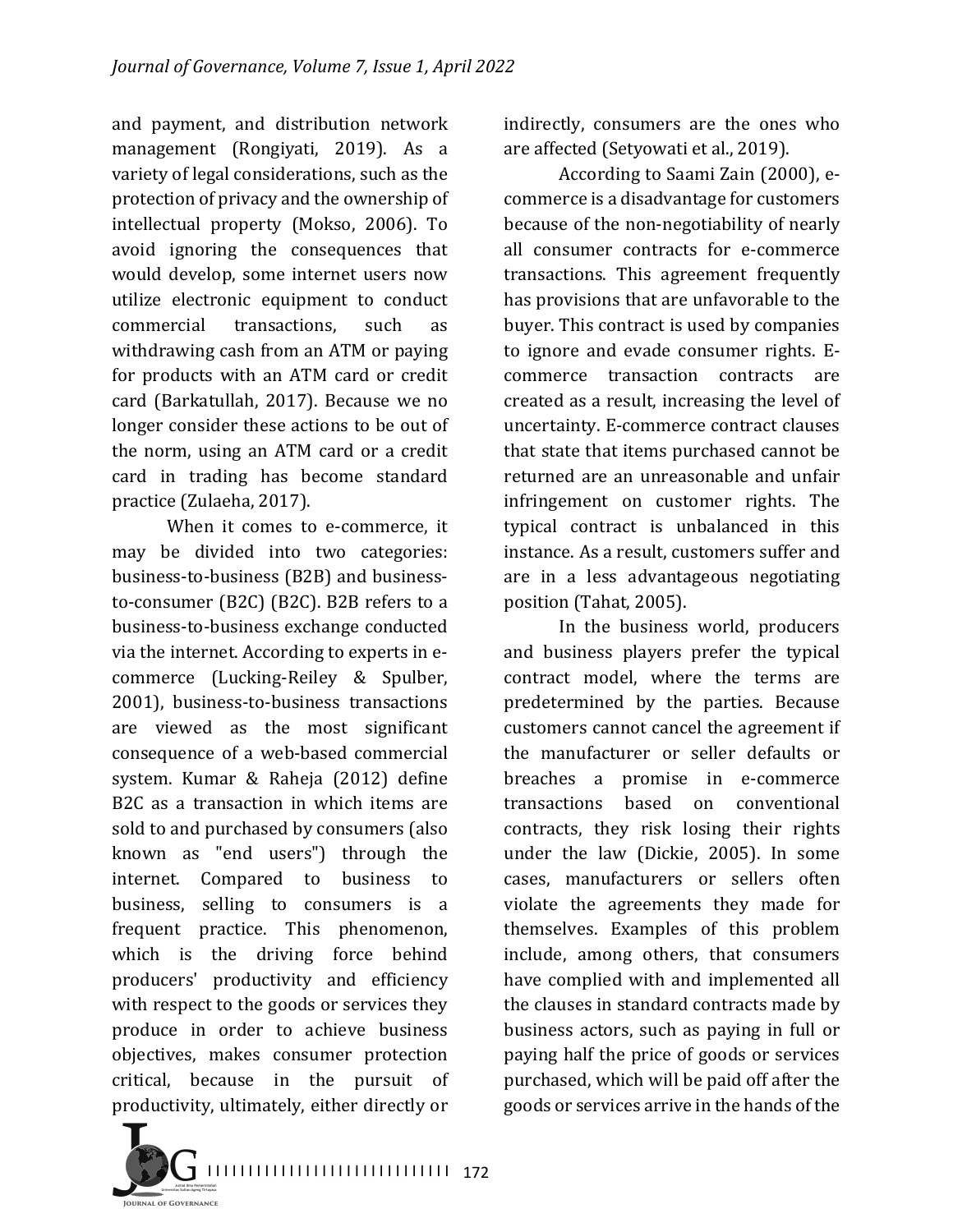and payment, and distribution network management (Rongiyati, 2019). As a variety of legal considerations, such as the protection of privacy and the ownership of intellectual property (Mokso, 2006). To avoid ignoring the consequences that would develop, some internet users now utilize electronic equipment to conduct commercial transactions, such as withdrawing cash from an ATM or paying for products with an ATM card or credit card (Barkatullah, 2017). Because we no longer consider these actions to be out of the norm, using an ATM card or a credit card in trading has become standard practice (Zulaeha, 2017).

When it comes to e-commerce, it may be divided into two categories: business-to-business (B2B) and business-to-consumer (B2C) (B2C). B2B refers to a business-to-business exchange conducted via the internet. According to experts in e-commerce (Lucking-Reiley & Spulber, 2001), business-to-business transactions are viewed as the most significant consequence of a web-based commercial system. Kumar & Raheja (2012) define B2C as a transaction in which items are sold to and purchased by consumers (also known as "end users") through the internet. Compared to business to business, selling to consumers is a frequent practice. This phenomenon, which is the driving force behind producers' productivity and efficiency with respect to the goods or services they produce in order to achieve business objectives, makes consumer protection critical, because in the pursuit of productivity, ultimately, either directly or indirectly, consumers are the ones who are affected (Setyowati et al., 2019).

According to Saami Zain (2000), e-commerce is a disadvantage for customers because of the non-negotiability of nearly all consumer contracts for e-commerce transactions. This agreement frequently has provisions that are unfavorable to the buyer. This contract is used by companies to ignore and evade consumer rights. E-commerce transaction contracts are created as a result, increasing the level of uncertainty. E-commerce contract clauses that state that items purchased cannot be returned are an unreasonable and unfair infringement on customer rights. The typical contract is unbalanced in this instance. As a result, customers suffer and are in a less advantageous negotiating position (Tahat, 2005).

In the business world, producers and business players prefer the typical contract model, where the terms are predetermined by the parties. Because customers cannot cancel the agreement if the manufacturer or seller defaults or breaches a promise in e-commerce transactions based on conventional contracts, they risk losing their rights under the law (Dickie, 2005). In some cases, manufacturers or sellers often violate the agreements they made for themselves. Examples of this problem include, among others, that consumers have complied with and implemented all the clauses in standard contracts made by business actors, such as paying in full or paying half the price of goods or services purchased, which will be paid off after the goods or services arrive in the hands of the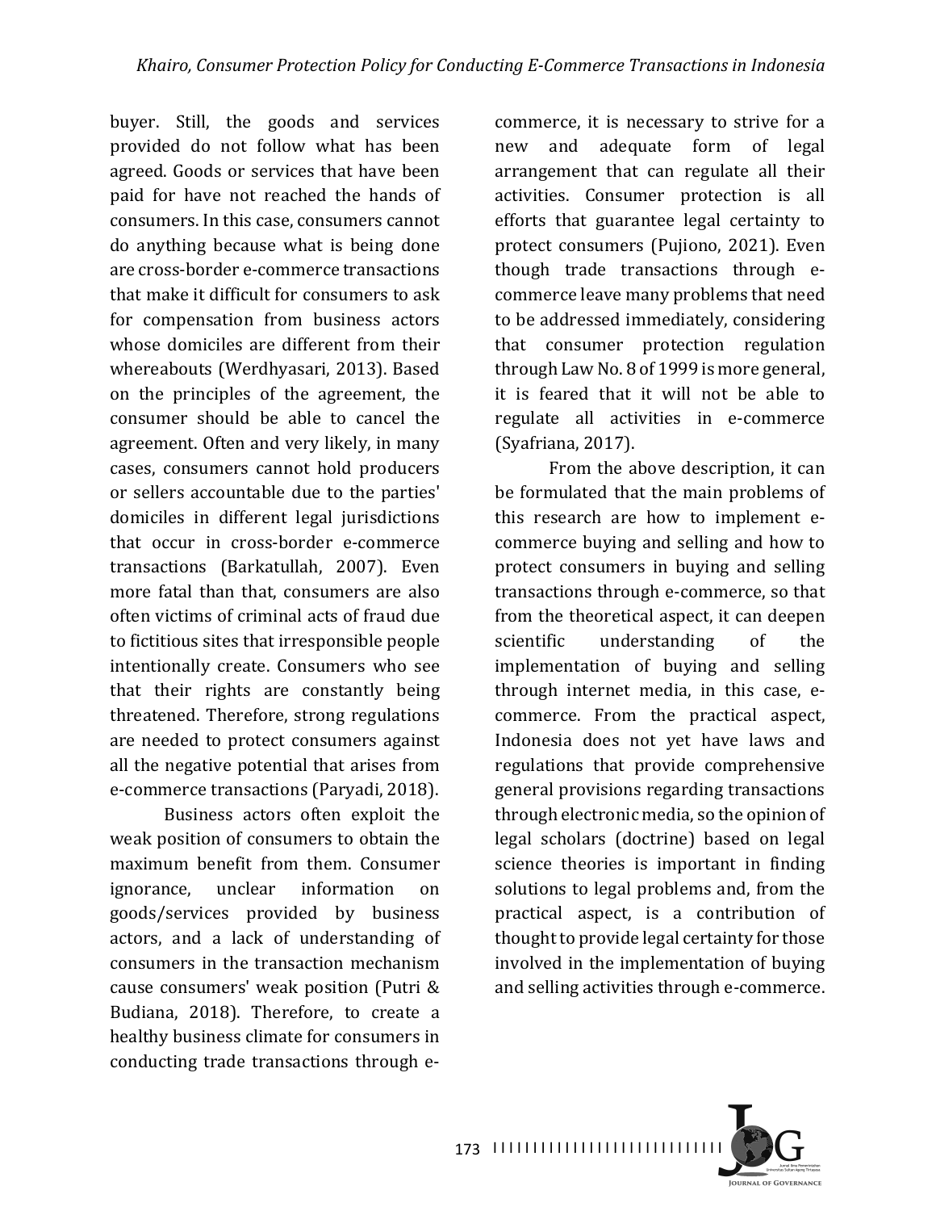buyer. Still, the goods and services provided do not follow what has been agreed. Goods or services that have been paid for have not reached the hands of consumers. In this case, consumers cannot do anything because what is being done are cross-border e-commerce transactions that make it difficult for consumers to ask for compensation from business actors whose domiciles are different from their whereabouts (Werdhyasari, 2013). Based on the principles of the agreement, the consumer should be able to cancel the agreement. Often and very likely, in many cases, consumers cannot hold producers or sellers accountable due to the parties' domiciles in different legal jurisdictions that occur in cross-border e-commerce transactions (Barkatullah, 2007). Even more fatal than that, consumers are also often victims of criminal acts of fraud due to fictitious sites that irresponsible people intentionally create. Consumers who see that their rights are constantly being threatened. Therefore, strong regulations are needed to protect consumers against all the negative potential that arises from e-commerce transactions (Paryadi, 2018).

Business actors often exploit the weak position of consumers to obtain the maximum benefit from them. Consumer ignorance, unclear information on goods/services provided by business actors, and a lack of understanding of consumers in the transaction mechanism cause consumers' weak position (Putri & Budiana, 2018). Therefore, to create a healthy business climate for consumers in conducting trade transactions through e-commerce, it is necessary to strive for a new and adequate form of legal arrangement that can regulate all their activities. Consumer protection is all efforts that guarantee legal certainty to protect consumers (Pujiono, 2021). Even though trade transactions through e-commerce leave many problems that need to be addressed immediately, considering that consumer protection regulation through Law No. 8 of 1999 is more general, it is feared that it will not be able to regulate all activities in e-commerce (Syafriana, 2017).

From the above description, it can be formulated that the main problems of this research are how to implement e-commerce buying and selling and how to protect consumers in buying and selling transactions through e-commerce, so that from the theoretical aspect, it can deepen scientific understanding of the implementation of buying and selling through internet media, in this case, e-commerce. From the practical aspect, Indonesia does not yet have laws and regulations that provide comprehensive general provisions regarding transactions through electronic media, so the opinion of legal scholars (doctrine) based on legal science theories is important in finding solutions to legal problems and, from the practical aspect, is a contribution of thought to provide legal certainty for those involved in the implementation of buying and selling activities through e-commerce.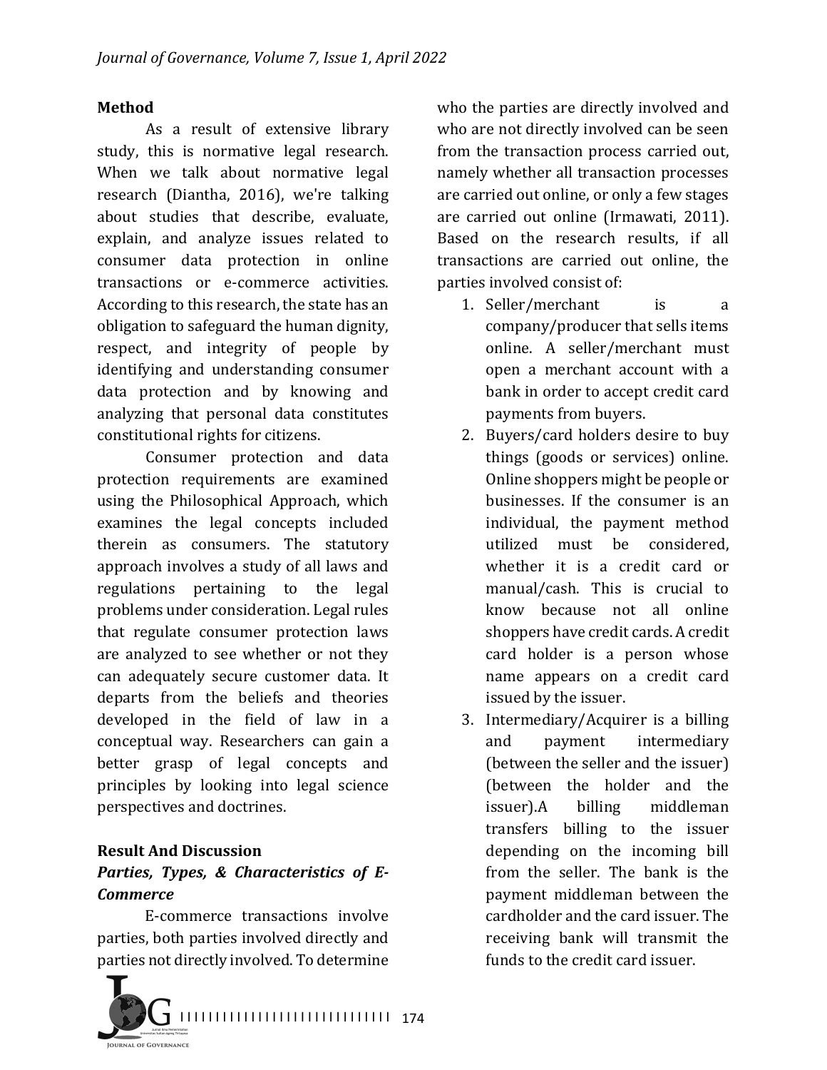## Method

As a result of extensive library study, this is normative legal research. When we talk about normative legal research (Diantha, 2016), we're talking about studies that describe, evaluate, explain, and analyze issues related to consumer data protection in online transactions or e-commerce activities. According to this research, the state has an obligation to safeguard the human dignity, respect, and integrity of people by identifying and understanding consumer data protection and by knowing and analyzing that personal data constitutes constitutional rights for citizens.

Consumer protection and data protection requirements are examined using the Philosophical Approach, which examines the legal concepts included therein as consumers. The statutory approach involves a study of all laws and regulations pertaining to the legal problems under consideration. Legal rules that regulate consumer protection laws are analyzed to see whether or not they can adequately secure customer data. It departs from the beliefs and theories developed in the field of law in a conceptual way. Researchers can gain a better grasp of legal concepts and principles by looking into legal science perspectives and doctrines.

## Result And Discussion

### *Parties, Types, & Characteristics of E-Commerce*

E-commerce transactions involve parties, both parties involved directly and parties not directly involved. To determine who the parties are directly involved and who are not directly involved can be seen from the transaction process carried out, namely whether all transaction processes are carried out online, or only a few stages are carried out online (Irmawati, 2011). Based on the research results, if all transactions are carried out online, the parties involved consist of:

1. Seller/merchant is a company/producer that sells items online. A seller/merchant must open a merchant account with a bank in order to accept credit card payments from buyers.
2. Buyers/card holders desire to buy things (goods or services) online. Online shoppers might be people or businesses. If the consumer is an individual, the payment method utilized must be considered, whether it is a credit card or manual/cash. This is crucial to know because not all online shoppers have credit cards. A credit card holder is a person whose name appears on a credit card issued by the issuer.
3. Intermediary/Acquirer is a billing and payment intermediary (between the seller and the issuer) (between the holder and the issuer).A billing middleman transfers billing to the issuer depending on the incoming bill from the seller. The bank is the payment middleman between the cardholder and the card issuer. The receiving bank will transmit the funds to the credit card issuer.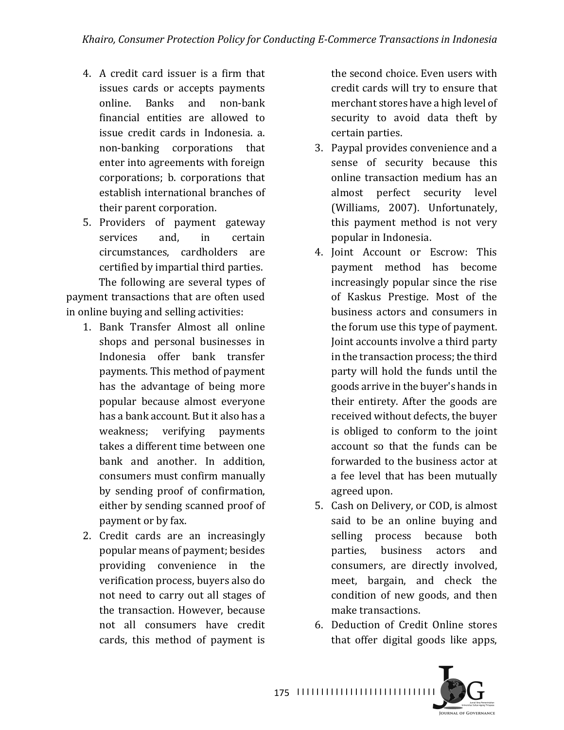4. A credit card issuer is a firm that issues cards or accepts payments online. Banks and non-bank financial entities are allowed to issue credit cards in Indonesia. a. non-banking corporations that enter into agreements with foreign corporations; b. corporations that establish international branches of their parent corporation.
5. Providers of payment gateway services and, in certain circumstances, cardholders are certified by impartial third parties.

The following are several types of payment transactions that are often used in online buying and selling activities:

1. Bank Transfer Almost all online shops and personal businesses in Indonesia offer bank transfer payments. This method of payment has the advantage of being more popular because almost everyone has a bank account. But it also has a weakness; verifying payments takes a different time between one bank and another. In addition, consumers must confirm manually by sending proof of confirmation, either by sending scanned proof of payment or by fax.
2. Credit cards are an increasingly popular means of payment; besides providing convenience in the verification process, buyers also do not need to carry out all stages of the transaction. However, because not all consumers have credit cards, this method of payment is the second choice. Even users with credit cards will try to ensure that merchant stores have a high level of security to avoid data theft by certain parties.
3. Paypal provides convenience and a sense of security because this online transaction medium has an almost perfect security level (Williams, 2007). Unfortunately, this payment method is not very popular in Indonesia.
4. Joint Account or Escrow: This payment method has become increasingly popular since the rise of Kaskus Prestige. Most of the business actors and consumers in the forum use this type of payment. Joint accounts involve a third party in the transaction process; the third party will hold the funds until the goods arrive in the buyer's hands in their entirety. After the goods are received without defects, the buyer is obliged to conform to the joint account so that the funds can be forwarded to the business actor at a fee level that has been mutually agreed upon.
5. Cash on Delivery, or COD, is almost said to be an online buying and selling process because both parties, business actors and consumers, are directly involved, meet, bargain, and check the condition of new goods, and then make transactions.
6. Deduction of Credit Online stores that offer digital goods like apps,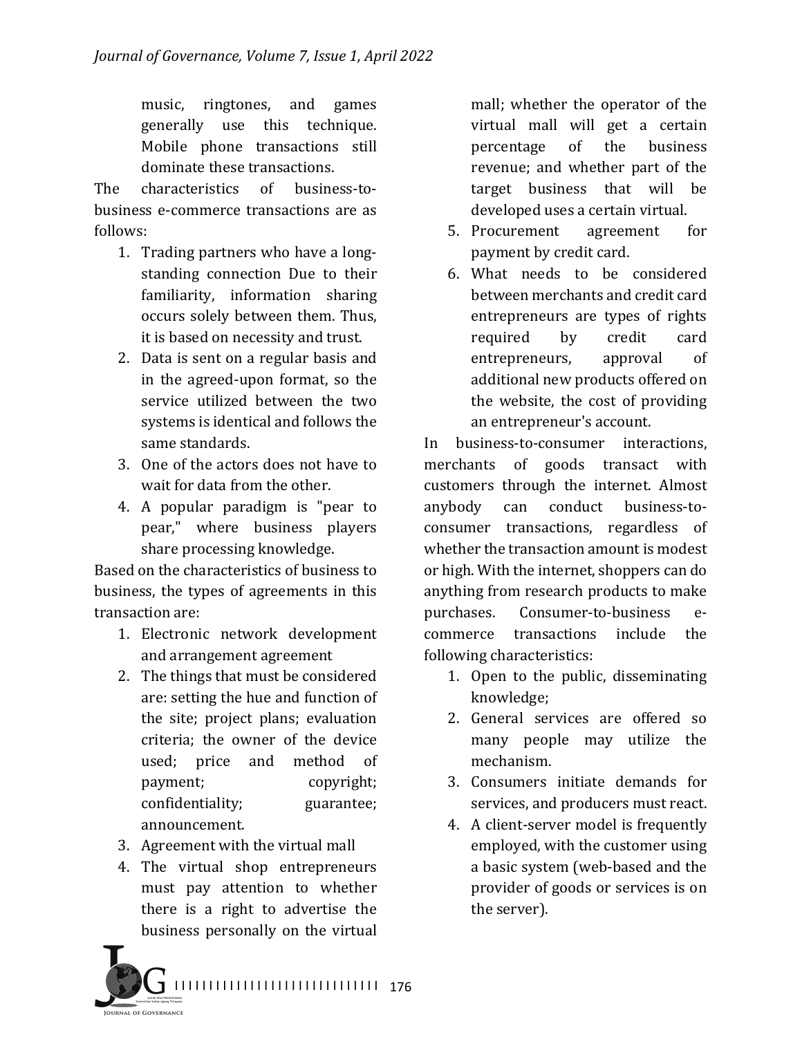music, ringtones, and games generally use this technique. Mobile phone transactions still dominate these transactions.

The characteristics of business-to-business e-commerce transactions are as follows:

1. Trading partners who have a long-standing connection Due to their familiarity, information sharing occurs solely between them. Thus, it is based on necessity and trust.
2. Data is sent on a regular basis and in the agreed-upon format, so the service utilized between the two systems is identical and follows the same standards.
3. One of the actors does not have to wait for data from the other.
4. A popular paradigm is "pear to pear," where business players share processing knowledge.

Based on the characteristics of business to business, the types of agreements in this transaction are:

1. Electronic network development and arrangement agreement
2. The things that must be considered are: setting the hue and function of the site; project plans; evaluation criteria; the owner of the device used; price and method of payment; copyright; confidentiality; guarantee; announcement.
3. Agreement with the virtual mall
4. The virtual shop entrepreneurs must pay attention to whether there is a right to advertise the business personally on the virtual mall; whether the operator of the virtual mall will get a certain percentage of the business revenue; and whether part of the target business that will be developed uses a certain virtual.
5. Procurement agreement for payment by credit card.
6. What needs to be considered between merchants and credit card entrepreneurs are types of rights required by credit card entrepreneurs, approval of additional new products offered on the website, the cost of providing an entrepreneur's account.

In business-to-consumer interactions, merchants of goods transact with customers through the internet. Almost anybody can conduct business-to-consumer transactions, regardless of whether the transaction amount is modest or high. With the internet, shoppers can do anything from research products to make purchases. Consumer-to-business e-commerce transactions include the following characteristics:

1. Open to the public, disseminating knowledge;
2. General services are offered so many people may utilize the mechanism.
3. Consumers initiate demands for services, and producers must react.
4. A client-server model is frequently employed, with the customer using a basic system (web-based and the provider of goods or services is on the server).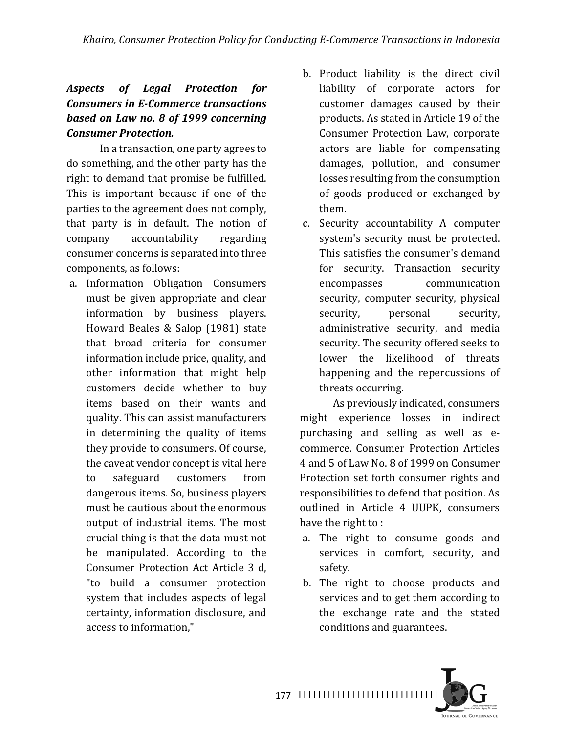***Aspects of Legal Protection for Consumers in E-Commerce transactions based on Law no. 8 of 1999 concerning Consumer Protection.***

In a transaction, one party agrees to do something, and the other party has the right to demand that promise be fulfilled. This is important because if one of the parties to the agreement does not comply, that party is in default. The notion of company accountability regarding consumer concerns is separated into three components, as follows:

a. Information Obligation Consumers must be given appropriate and clear information by business players. Howard Beales & Salop (1981) state that broad criteria for consumer information include price, quality, and other information that might help customers decide whether to buy items based on their wants and quality. This can assist manufacturers in determining the quality of items they provide to consumers. Of course, the caveat vendor concept is vital here to safeguard customers from dangerous items. So, business players must be cautious about the enormous output of industrial items. The most crucial thing is that the data must not be manipulated. According to the Consumer Protection Act Article 3 d, "to build a consumer protection system that includes aspects of legal certainty, information disclosure, and access to information,"
b. Product liability is the direct civil liability of corporate actors for customer damages caused by their products. As stated in Article 19 of the Consumer Protection Law, corporate actors are liable for compensating damages, pollution, and consumer losses resulting from the consumption of goods produced or exchanged by them.
c. Security accountability A computer system's security must be protected. This satisfies the consumer's demand for security. Transaction security encompasses communication security, computer security, physical security, personal security, administrative security, and media security. The security offered seeks to lower the likelihood of threats happening and the repercussions of threats occurring.

As previously indicated, consumers might experience losses in indirect purchasing and selling as well as e-commerce. Consumer Protection Articles 4 and 5 of Law No. 8 of 1999 on Consumer Protection set forth consumer rights and responsibilities to defend that position. As outlined in Article 4 UUPK, consumers have the right to :

a. The right to consume goods and services in comfort, security, and safety.
b. The right to choose products and services and to get them according to the exchange rate and the stated conditions and guarantees.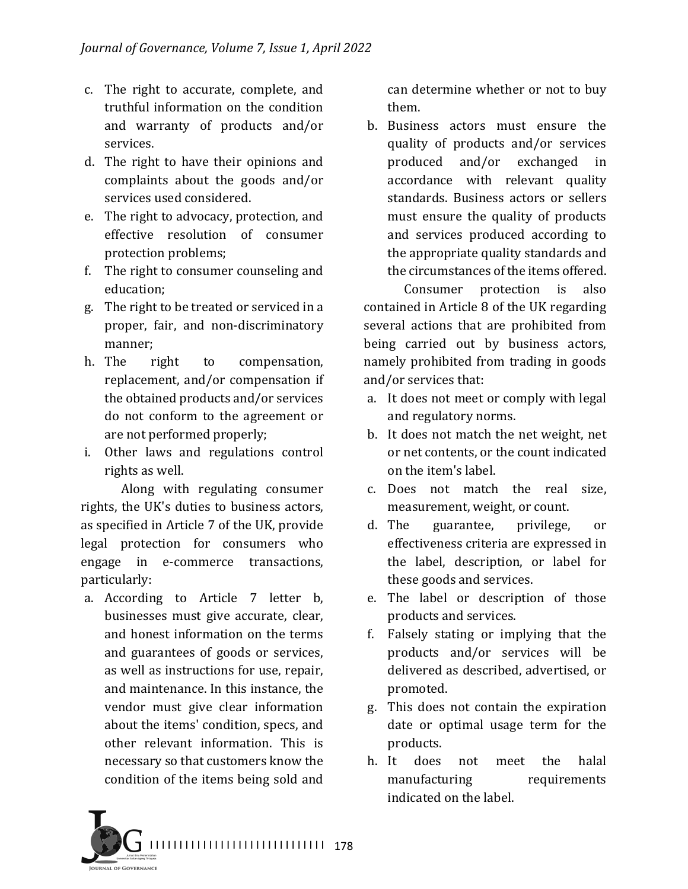c. The right to accurate, complete, and truthful information on the condition and warranty of products and/or services.
d. The right to have their opinions and complaints about the goods and/or services used considered.
e. The right to advocacy, protection, and effective resolution of consumer protection problems;
f. The right to consumer counseling and education;
g. The right to be treated or serviced in a proper, fair, and non-discriminatory manner;
h. The right to compensation, replacement, and/or compensation if the obtained products and/or services do not conform to the agreement or are not performed properly;
i. Other laws and regulations control rights as well.

Along with regulating consumer rights, the UK's duties to business actors, as specified in Article 7 of the UK, provide legal protection for consumers who engage in e-commerce transactions, particularly:

a. According to Article 7 letter b, businesses must give accurate, clear, and honest information on the terms and guarantees of goods or services, as well as instructions for use, repair, and maintenance. In this instance, the vendor must give clear information about the items' condition, specs, and other relevant information. This is necessary so that customers know the condition of the items being sold and can determine whether or not to buy them.
b. Business actors must ensure the quality of products and/or services produced and/or exchanged in accordance with relevant quality standards. Business actors or sellers must ensure the quality of products and services produced according to the appropriate quality standards and the circumstances of the items offered.

Consumer protection is also contained in Article 8 of the UK regarding several actions that are prohibited from being carried out by business actors, namely prohibited from trading in goods and/or services that:

a. It does not meet or comply with legal and regulatory norms.
b. It does not match the net weight, net or net contents, or the count indicated on the item's label.
c. Does not match the real size, measurement, weight, or count.
d. The guarantee, privilege, or effectiveness criteria are expressed in the label, description, or label for these goods and services.
e. The label or description of those products and services.
f. Falsely stating or implying that the products and/or services will be delivered as described, advertised, or promoted.
g. This does not contain the expiration date or optimal usage term for the products.
h. It does not meet the halal manufacturing requirements indicated on the label.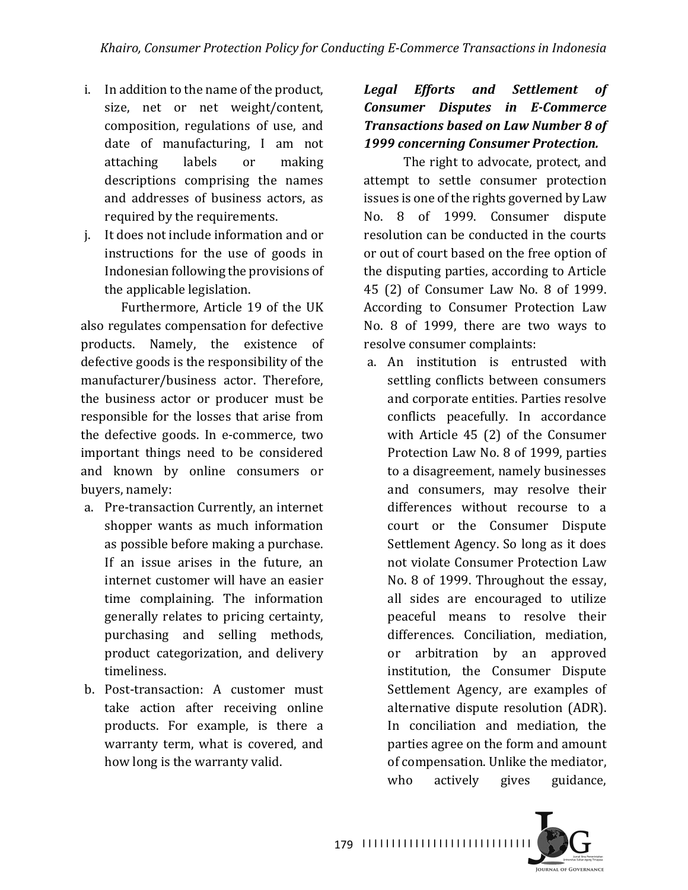i. In addition to the name of the product, size, net or net weight/content, composition, regulations of use, and date of manufacturing, I am not attaching labels or making descriptions comprising the names and addresses of business actors, as required by the requirements.
j. It does not include information and or instructions for the use of goods in Indonesian following the provisions of the applicable legislation.

Furthermore, Article 19 of the UK also regulates compensation for defective products. Namely, the existence of defective goods is the responsibility of the manufacturer/business actor. Therefore, the business actor or producer must be responsible for the losses that arise from the defective goods. In e-commerce, two important things need to be considered and known by online consumers or buyers, namely:

a. Pre-transaction Currently, an internet shopper wants as much information as possible before making a purchase. If an issue arises in the future, an internet customer will have an easier time complaining. The information generally relates to pricing certainty, purchasing and selling methods, product categorization, and delivery timeliness.
b. Post-transaction: A customer must take action after receiving online products. For example, is there a warranty term, what is covered, and how long is the warranty valid.

***Legal Efforts and Settlement of Consumer Disputes in E-Commerce Transactions based on Law Number 8 of 1999 concerning Consumer Protection.***

The right to advocate, protect, and attempt to settle consumer protection issues is one of the rights governed by Law No. 8 of 1999. Consumer dispute resolution can be conducted in the courts or out of court based on the free option of the disputing parties, according to Article 45 (2) of Consumer Law No. 8 of 1999. According to Consumer Protection Law No. 8 of 1999, there are two ways to resolve consumer complaints:

a. An institution is entrusted with settling conflicts between consumers and corporate entities. Parties resolve conflicts peacefully. In accordance with Article 45 (2) of the Consumer Protection Law No. 8 of 1999, parties to a disagreement, namely businesses and consumers, may resolve their differences without recourse to a court or the Consumer Dispute Settlement Agency. So long as it does not violate Consumer Protection Law No. 8 of 1999. Throughout the essay, all sides are encouraged to utilize peaceful means to resolve their differences. Conciliation, mediation, or arbitration by an approved institution, the Consumer Dispute Settlement Agency, are examples of alternative dispute resolution (ADR). In conciliation and mediation, the parties agree on the form and amount of compensation. Unlike the mediator, who actively gives guidance,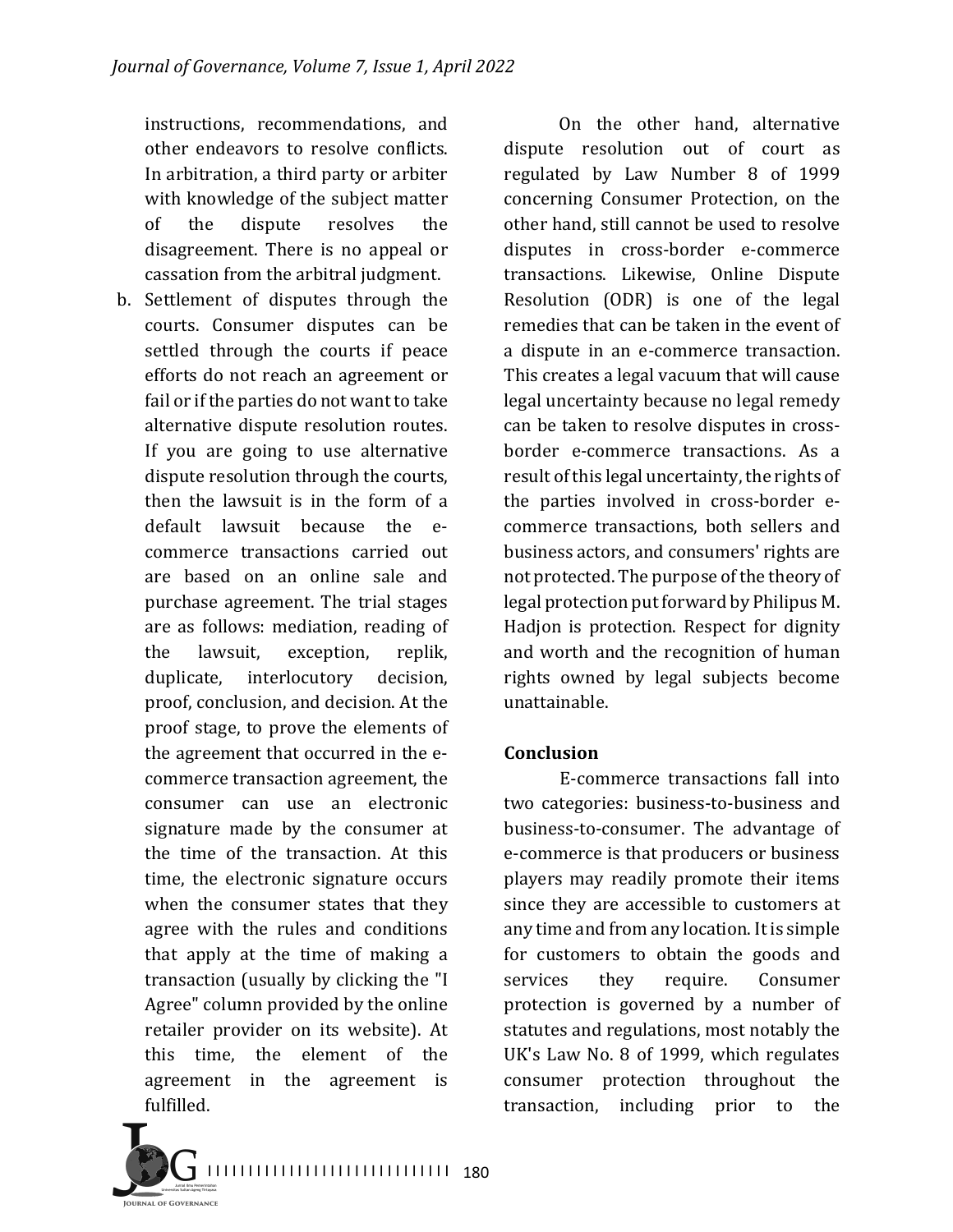instructions, recommendations, and other endeavors to resolve conflicts. In arbitration, a third party or arbiter with knowledge of the subject matter of the dispute resolves the disagreement. There is no appeal or cassation from the arbitral judgment.

b. Settlement of disputes through the courts. Consumer disputes can be settled through the courts if peace efforts do not reach an agreement or fail or if the parties do not want to take alternative dispute resolution routes. If you are going to use alternative dispute resolution through the courts, then the lawsuit is in the form of a default lawsuit because the e-commerce transactions carried out are based on an online sale and purchase agreement. The trial stages are as follows: mediation, reading of the lawsuit, exception, replik, duplicate, interlocutory decision, proof, conclusion, and decision. At the proof stage, to prove the elements of the agreement that occurred in the e-commerce transaction agreement, the consumer can use an electronic signature made by the consumer at the time of the transaction. At this time, the electronic signature occurs when the consumer states that they agree with the rules and conditions that apply at the time of making a transaction (usually by clicking the "I Agree" column provided by the online retailer provider on its website). At this time, the element of the agreement in the agreement is fulfilled.

On the other hand, alternative dispute resolution out of court as regulated by Law Number 8 of 1999 concerning Consumer Protection, on the other hand, still cannot be used to resolve disputes in cross-border e-commerce transactions. Likewise, Online Dispute Resolution (ODR) is one of the legal remedies that can be taken in the event of a dispute in an e-commerce transaction. This creates a legal vacuum that will cause legal uncertainty because no legal remedy can be taken to resolve disputes in cross-border e-commerce transactions. As a result of this legal uncertainty, the rights of the parties involved in cross-border e-commerce transactions, both sellers and business actors, and consumers' rights are not protected. The purpose of the theory of legal protection put forward by Philipus M. Hadjon is protection. Respect for dignity and worth and the recognition of human rights owned by legal subjects become unattainable.

## Conclusion

E-commerce transactions fall into two categories: business-to-business and business-to-consumer. The advantage of e-commerce is that producers or business players may readily promote their items since they are accessible to customers at any time and from any location. It is simple for customers to obtain the goods and services they require. Consumer protection is governed by a number of statutes and regulations, most notably the UK's Law No. 8 of 1999, which regulates consumer protection throughout the transaction, including prior to the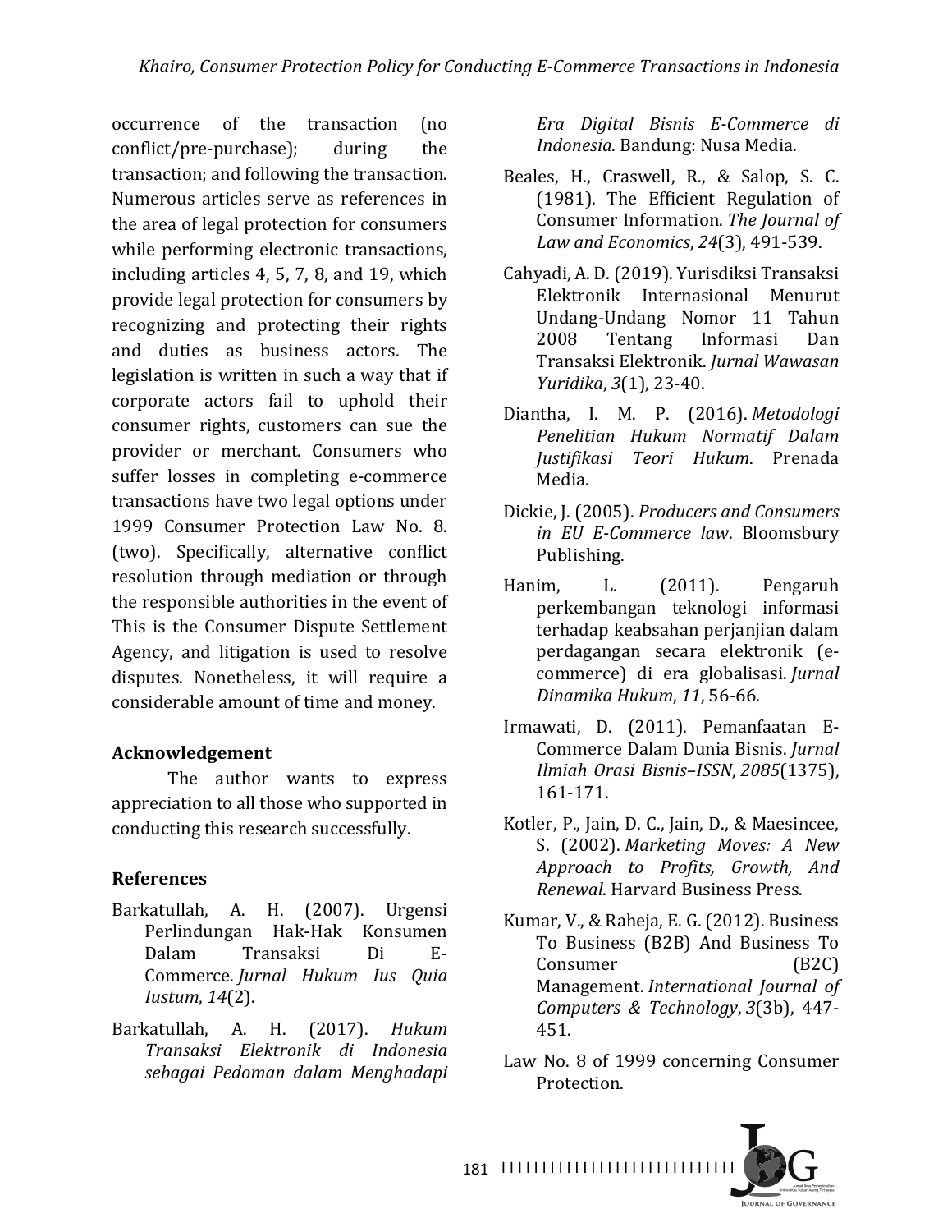occurrence of the transaction (no conflict/pre-purchase); during the transaction; and following the transaction. Numerous articles serve as references in the area of legal protection for consumers while performing electronic transactions, including articles 4, 5, 7, 8, and 19, which provide legal protection for consumers by recognizing and protecting their rights and duties as business actors. The legislation is written in such a way that if corporate actors fail to uphold their consumer rights, customers can sue the provider or merchant. Consumers who suffer losses in completing e-commerce transactions have two legal options under 1999 Consumer Protection Law No. 8. (two). Specifically, alternative conflict resolution through mediation or through the responsible authorities in the event of This is the Consumer Dispute Settlement Agency, and litigation is used to resolve disputes. Nonetheless, it will require a considerable amount of time and money.

## Acknowledgement

The author wants to express appreciation to all those who supported in conducting this research successfully.

## References

Barkatullah, A. H. (2007). Urgensi Perlindungan Hak-Hak Konsumen Dalam Transaksi Di E-Commerce. *Jurnal Hukum Ius Quia Iustum*, *14*(2).

Barkatullah, A. H. (2017). *Hukum Transaksi Elektronik di Indonesia sebagai Pedoman dalam Menghadapi Era Digital Bisnis E-Commerce di Indonesia.* Bandung: Nusa Media.

Beales, H., Craswell, R., & Salop, S. C. (1981). The Efficient Regulation of Consumer Information. *The Journal of Law and Economics*, *24*(3), 491-539.

Cahyadi, A. D. (2019). Yurisdiksi Transaksi Elektronik Internasional Menurut Undang-Undang Nomor 11 Tahun 2008 Tentang Informasi Dan Transaksi Elektronik. *Jurnal Wawasan Yuridika*, *3*(1), 23-40.

Diantha, I. M. P. (2016). *Metodologi Penelitian Hukum Normatif Dalam Justifikasi Teori Hukum*. Prenada Media.

Dickie, J. (2005). *Producers and Consumers in EU E-Commerce law*. Bloomsbury Publishing.

Hanim, L. (2011). Pengaruh perkembangan teknologi informasi terhadap keabsahan perjanjian dalam perdagangan secara elektronik (e-commerce) di era globalisasi. *Jurnal Dinamika Hukum*, *11*, 56-66.

Irmawati, D. (2011). Pemanfaatan E-Commerce Dalam Dunia Bisnis. *Jurnal Ilmiah Orasi Bisnis–ISSN*, *2085*(1375), 161-171.

Kotler, P., Jain, D. C., Jain, D., & Maesincee, S. (2002). *Marketing Moves: A New Approach to Profits, Growth, And Renewal*. Harvard Business Press.

Kumar, V., & Raheja, E. G. (2012). Business To Business (B2B) And Business To Consumer (B2C) Management. *International Journal of Computers & Technology*, *3*(3b), 447-451.

Law No. 8 of 1999 concerning Consumer Protection.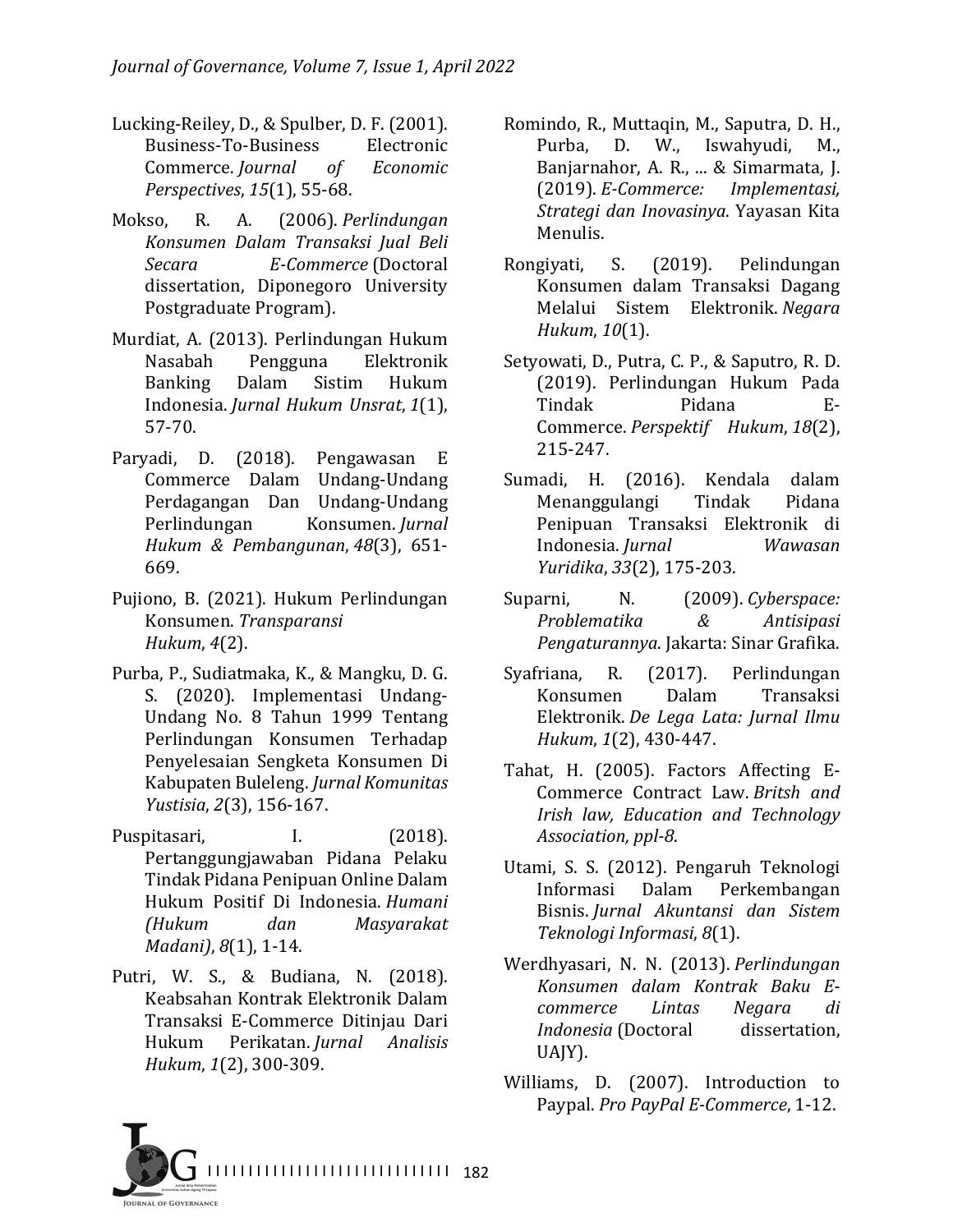Lucking-Reiley, D., & Spulber, D. F. (2001). Business-To-Business Electronic Commerce. *Journal of Economic Perspectives*, *15*(1), 55-68.

Mokso, R. A. (2006). *Perlindungan Konsumen Dalam Transaksi Jual Beli Secara E-Commerce* (Doctoral dissertation, Diponegoro University Postgraduate Program).

Murdiat, A. (2013). Perlindungan Hukum Nasabah Pengguna Elektronik Banking Dalam Sistim Hukum Indonesia. *Jurnal Hukum Unsrat*, *1*(1), 57-70.

Paryadi, D. (2018). Pengawasan E Commerce Dalam Undang-Undang Perdagangan Dan Undang-Undang Perlindungan Konsumen. *Jurnal Hukum & Pembangunan*, *48*(3), 651-669.

Pujiono, B. (2021). Hukum Perlindungan Konsumen. *Transparansi Hukum*, *4*(2).

Purba, P., Sudiatmaka, K., & Mangku, D. G. S. (2020). Implementasi Undang-Undang No. 8 Tahun 1999 Tentang Perlindungan Konsumen Terhadap Penyelesaian Sengketa Konsumen Di Kabupaten Buleleng. *Jurnal Komunitas Yustisia*, *2*(3), 156-167.

Puspitasari, I. (2018). Pertanggungjawaban Pidana Pelaku Tindak Pidana Penipuan Online Dalam Hukum Positif Di Indonesia. *Humani (Hukum dan Masyarakat Madani)*, *8*(1), 1-14.

Putri, W. S., & Budiana, N. (2018). Keabsahan Kontrak Elektronik Dalam Transaksi E-Commerce Ditinjau Dari Hukum Perikatan. *Jurnal Analisis Hukum*, *1*(2), 300-309.

Romindo, R., Muttaqin, M., Saputra, D. H., Purba, D. W., Iswahyudi, M., Banjarnahor, A. R., ... & Simarmata, J. (2019). *E-Commerce: Implementasi, Strategi dan Inovasinya*. Yayasan Kita Menulis.

Rongiyati, S. (2019). Pelindungan Konsumen dalam Transaksi Dagang Melalui Sistem Elektronik. *Negara Hukum*, *10*(1).

Setyowati, D., Putra, C. P., & Saputro, R. D. (2019). Perlindungan Hukum Pada Tindak Pidana E-Commerce. *Perspektif Hukum*, *18*(2), 215-247.

Sumadi, H. (2016). Kendala dalam Menanggulangi Tindak Pidana Penipuan Transaksi Elektronik di Indonesia. *Jurnal Wawasan Yuridika*, *33*(2), 175-203.

Suparni, N. (2009). *Cyberspace: Problematika & Antisipasi Pengaturannya*. Jakarta: Sinar Grafika.

Syafriana, R. (2017). Perlindungan Konsumen Dalam Transaksi Elektronik. *De Lega Lata: Jurnal Ilmu Hukum*, *1*(2), 430-447.

Tahat, H. (2005). Factors Affecting E-Commerce Contract Law. *Britsh and Irish law, Education and Technology Association, ppl-8*.

Utami, S. S. (2012). Pengaruh Teknologi Informasi Dalam Perkembangan Bisnis. *Jurnal Akuntansi dan Sistem Teknologi Informasi*, *8*(1).

Werdhyasari, N. N. (2013). *Perlindungan Konsumen dalam Kontrak Baku E-commerce Lintas Negara di Indonesia* (Doctoral dissertation, UAJY).

Williams, D. (2007). Introduction to Paypal. *Pro PayPal E-Commerce*, 1-12.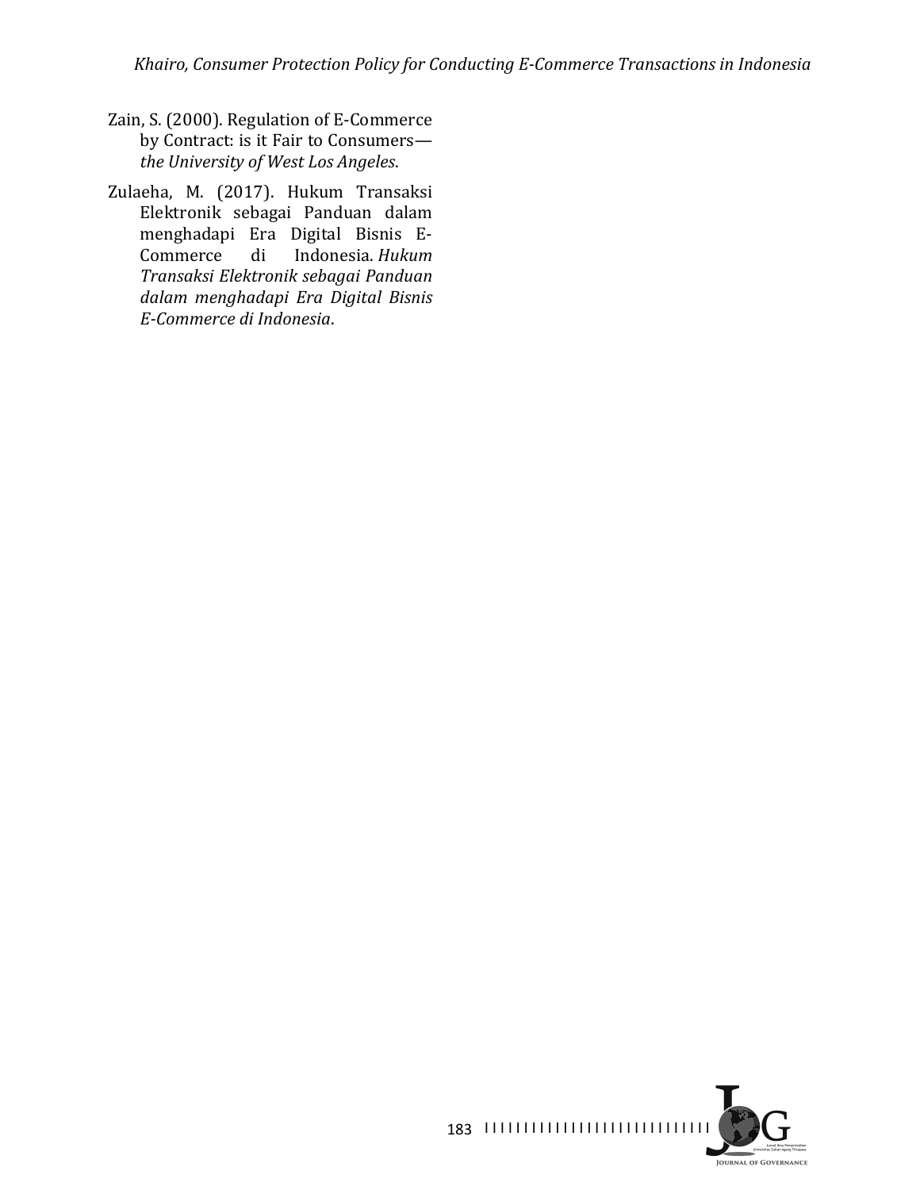Zain, S. (2000). Regulation of E-Commerce by Contract: is it Fair to Consumers—*the University of West Los Angeles*.

Zulaeha, M. (2017). Hukum Transaksi Elektronik sebagai Panduan dalam menghadapi Era Digital Bisnis E-Commerce di Indonesia. *Hukum Transaksi Elektronik sebagai Panduan dalam menghadapi Era Digital Bisnis E-Commerce di Indonesia*.